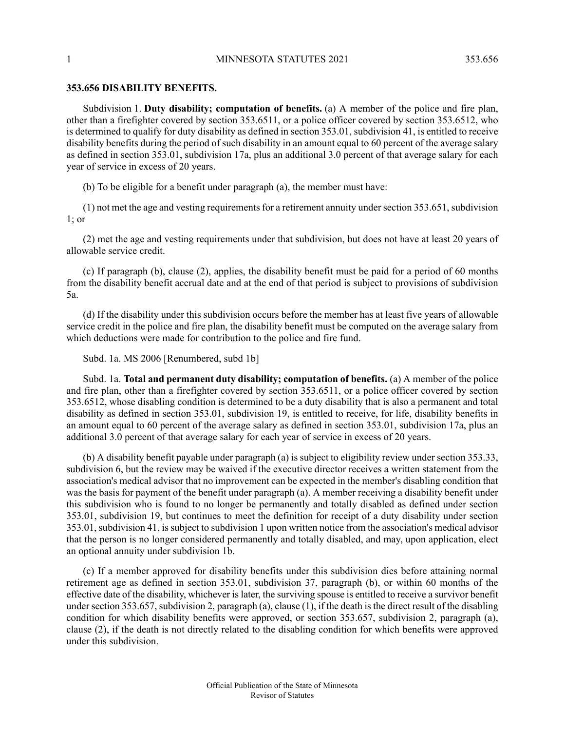## 353.656 DISABILITY BENEFITS.

Subdivision 1. **Duty disability; computation of benefits.** (a) A member of the police and fire plan, other than a firefighter covered by section 353.6511, or a police officer covered by section 353.6512, who is determined to qualify for duty disability as defined in section 353.01, subdivision 41, is entitled to receive disability benefits during the period of such disability in an amount equal to 60 percent of the average salary as defined in section 353.01, subdivision 17a, plus an additional 3.0 percent of that average salary for each year of service in excess of 20 years.

(b) To be eligible for a benefit under paragraph (a), the member must have:

(1) not met the age and vesting requirements for a retirement annuity under section 353.651, subdivision 1; or

(2) met the age and vesting requirements under that subdivision, but does not have at least 20 years of allowable service credit.

(c) If paragraph (b), clause (2), applies, the disability benefit must be paid for a period of 60 months from the disability benefit accrual date and at the end of that period is subject to provisions of subdivision 5a.

(d) If the disability under this subdivision occurs before the member has at least five years of allowable service credit in the police and fire plan, the disability benefit must be computed on the average salary from which deductions were made for contribution to the police and fire fund.

Subd. 1a. MS 2006 [Renumbered, subd 1b]

Subd. 1a. **Total and permanent duty disability; computation of benefits.** (a) A member of the police and fire plan, other than a firefighter covered by section 353.6511, or a police officer covered by section 353.6512, whose disabling condition is determined to be a duty disability that is also a permanent and total disability as defined in section 353.01, subdivision 19, is entitled to receive, for life, disability benefits in an amount equal to 60 percent of the average salary as defined in section 353.01, subdivision 17a, plus an additional 3.0 percent of that average salary for each year of service in excess of 20 years.

(b) A disability benefit payable under paragraph (a) is subject to eligibility review under section 353.33, subdivision 6, but the review may be waived if the executive director receives a written statement from the association's medical advisor that no improvement can be expected in the member's disabling condition that was the basis for payment of the benefit under paragraph (a). A member receiving a disability benefit under this subdivision who is found to no longer be permanently and totally disabled as defined under section 353.01, subdivision 19, but continues to meet the definition for receipt of a duty disability under section 353.01, subdivision 41, is subject to subdivision 1 upon written notice from the association's medical advisor that the person is no longer considered permanently and totally disabled, and may, upon application, elect an optional annuity under subdivision 1b.

(c) If a member approved for disability benefits under this subdivision dies before attaining normal retirement age as defined in section 353.01, subdivision 37, paragraph (b), or within 60 months of the effective date of the disability, whichever is later, the surviving spouse is entitled to receive a survivor benefit under section 353.657, subdivision 2, paragraph (a), clause (1), if the death is the direct result of the disabling condition for which disability benefits were approved, or section 353.657, subdivision 2, paragraph (a), clause (2), if the death is not directly related to the disabling condition for which benefits were approved under this subdivision.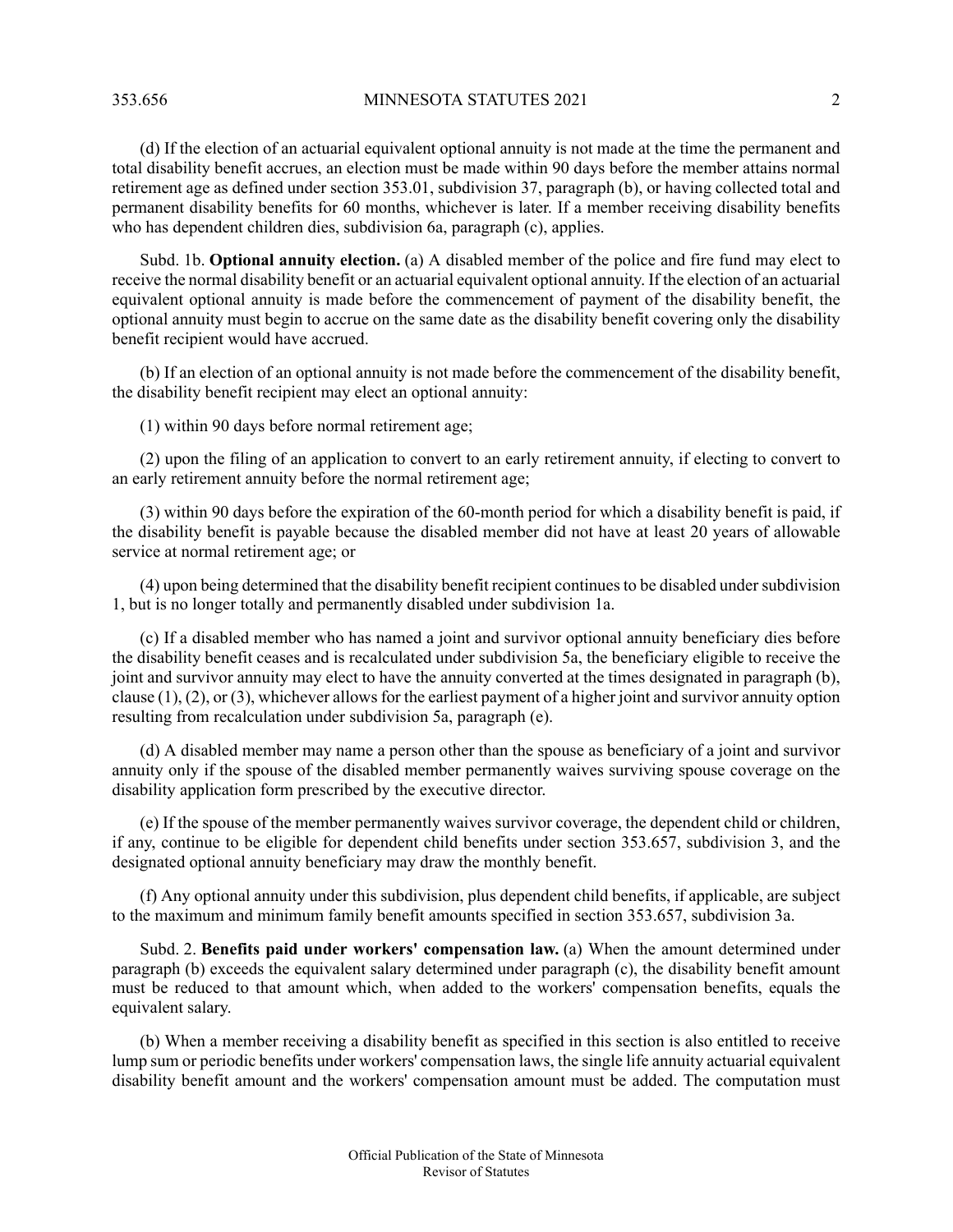(d) If the election of an actuarial equivalent optional annuity is not made at the time the permanent and total disability benefit accrues, an election must be made within 90 days before the member attains normal retirement age as defined under section 353.01, subdivision 37, paragraph (b), or having collected total and permanent disability benefits for 60 months, whichever is later. If a member receiving disability benefits who has dependent children dies, subdivision 6a, paragraph (c), applies.

Subd. 1b. **Optional annuity election.** (a) A disabled member of the police and fire fund may elect to receive the normal disability benefit or an actuarial equivalent optional annuity. If the election of an actuarial equivalent optional annuity is made before the commencement of payment of the disability benefit, the optional annuity must begin to accrue on the same date as the disability benefit covering only the disability benefit recipient would have accrued.

(b) If an election of an optional annuity is not made before the commencement of the disability benefit, the disability benefit recipient may elect an optional annuity:

(1) within 90 days before normal retirement age;

(2) upon the filing of an application to convert to an early retirement annuity, if electing to convert to an early retirement annuity before the normal retirement age;

(3) within 90 days before the expiration of the 60-month period for which a disability benefit is paid, if the disability benefit is payable because the disabled member did not have at least 20 years of allowable service at normal retirement age; or

(4) upon being determined that the disability benefit recipient continues to be disabled under subdivision 1, but is no longer totally and permanently disabled under subdivision 1a.

(c) If a disabled member who has named a joint and survivor optional annuity beneficiary dies before the disability benefit ceases and is recalculated under subdivision 5a, the beneficiary eligible to receive the joint and survivor annuity may elect to have the annuity converted at the times designated in paragraph (b), clause (1), (2), or (3), whichever allows for the earliest payment of a higher joint and survivor annuity option resulting from recalculation under subdivision 5a, paragraph (e).

(d) A disabled member may name a person other than the spouse as beneficiary of a joint and survivor annuity only if the spouse of the disabled member permanently waives surviving spouse coverage on the disability application form prescribed by the executive director.

(e) If the spouse of the member permanently waives survivor coverage, the dependent child or children, if any, continue to be eligible for dependent child benefits under section 353.657, subdivision 3, and the designated optional annuity beneficiary may draw the monthly benefit.

(f) Any optional annuity under this subdivision, plus dependent child benefits, if applicable, are subject to the maximum and minimum family benefit amounts specified in section 353.657, subdivision 3a.

Subd. 2. **Benefits paid under workers' compensation law.** (a) When the amount determined under paragraph (b) exceeds the equivalent salary determined under paragraph (c), the disability benefit amount must be reduced to that amount which, when added to the workers' compensation benefits, equals the equivalent salary.

(b) When a member receiving a disability benefit as specified in this section is also entitled to receive lump sum or periodic benefits under workers' compensation laws, the single life annuity actuarial equivalent disability benefit amount and the workers' compensation amount must be added. The computation must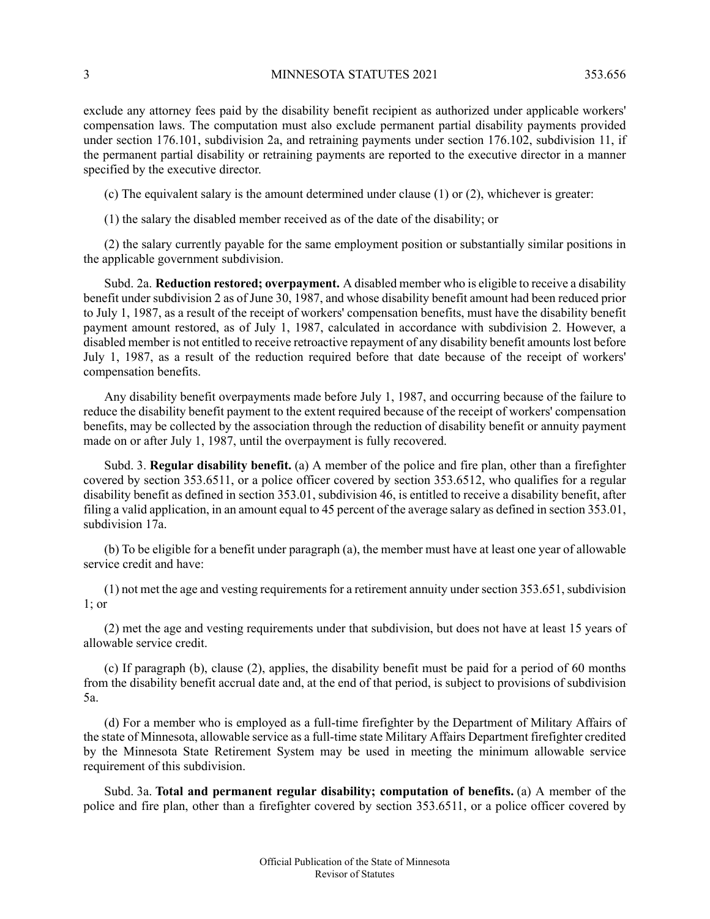exclude any attorney fees paid by the disability benefit recipient as authorized under applicable workers' compensation laws. The computation must also exclude permanent partial disability payments provided under section 176.101, subdivision 2a, and retraining payments under section 176.102, subdivision 11, if the permanent partial disability or retraining payments are reported to the executive director in a manner specified by the executive director.

(c) The equivalent salary is the amount determined under clause (1) or (2), whichever is greater:

(1) the salary the disabled member received as of the date of the disability; or

(2) the salary currently payable for the same employment position or substantially similar positions in the applicable government subdivision.

Subd. 2a. **Reduction restored; overpayment.** A disabled member who is eligible to receive a disability benefit under subdivision 2 as of June 30, 1987, and whose disability benefit amount had been reduced prior to July 1, 1987, as a result of the receipt of workers' compensation benefits, must have the disability benefit payment amount restored, as of July 1, 1987, calculated in accordance with subdivision 2. However, a disabled member is not entitled to receive retroactive repayment of any disability benefit amounts lost before July 1, 1987, as a result of the reduction required before that date because of the receipt of workers' compensation benefits.

Any disability benefit overpayments made before July 1, 1987, and occurring because of the failure to reduce the disability benefit payment to the extent required because of the receipt of workers' compensation benefits, may be collected by the association through the reduction of disability benefit or annuity payment made on or after July 1, 1987, until the overpayment is fully recovered.

Subd. 3. **Regular disability benefit.** (a) A member of the police and fire plan, other than a firefighter covered by section 353.6511, or a police officer covered by section 353.6512, who qualifies for a regular disability benefit as defined in section 353.01, subdivision 46, is entitled to receive a disability benefit, after filing a valid application, in an amount equal to 45 percent of the average salary as defined in section 353.01, subdivision 17a.

(b) To be eligible for a benefit under paragraph (a), the member must have at least one year of allowable service credit and have:

(1) not met the age and vesting requirements for a retirement annuity under section 353.651, subdivision 1; or

(2) met the age and vesting requirements under that subdivision, but does not have at least 15 years of allowable service credit.

(c) If paragraph (b), clause (2), applies, the disability benefit must be paid for a period of 60 months from the disability benefit accrual date and, at the end of that period, is subject to provisions of subdivision 5a.

(d) For a member who is employed as a full-time firefighter by the Department of Military Affairs of the state of Minnesota, allowable service as a full-time state Military Affairs Department firefighter credited by the Minnesota State Retirement System may be used in meeting the minimum allowable service requirement of this subdivision.

Subd. 3a. **Total and permanent regular disability; computation of benefits.** (a) A member of the police and fire plan, other than a firefighter covered by section 353.6511, or a police officer covered by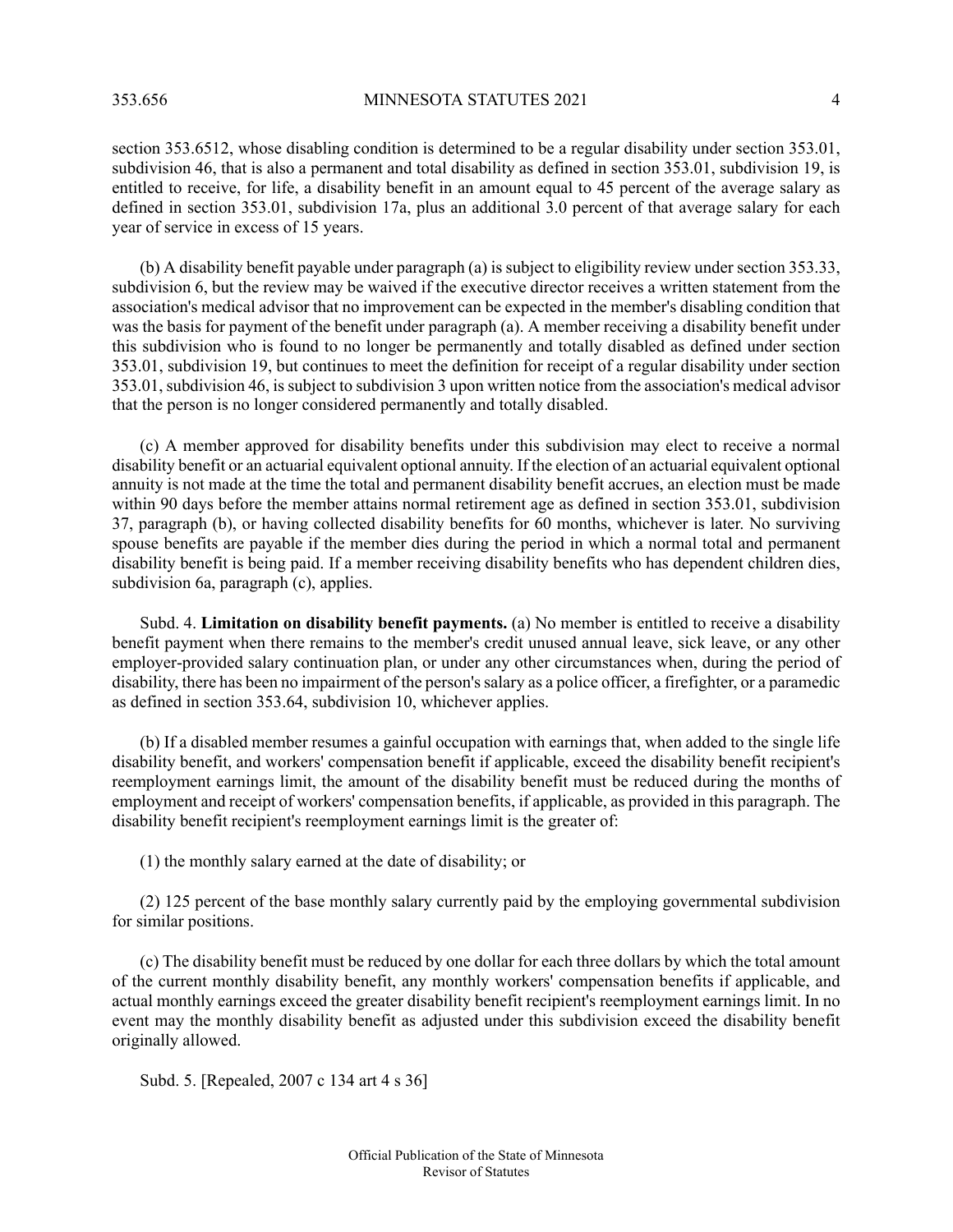section 353.6512, whose disabling condition is determined to be a regular disability under section 353.01, subdivision 46, that is also a permanent and total disability as defined in section 353.01, subdivision 19, is entitled to receive, for life, a disability benefit in an amount equal to 45 percent of the average salary as defined in section 353.01, subdivision 17a, plus an additional 3.0 percent of that average salary for each year of service in excess of 15 years.

(b) A disability benefit payable under paragraph (a) is subject to eligibility review under section 353.33, subdivision 6, but the review may be waived if the executive director receives a written statement from the association's medical advisor that no improvement can be expected in the member's disabling condition that was the basis for payment of the benefit under paragraph (a). A member receiving a disability benefit under this subdivision who is found to no longer be permanently and totally disabled as defined under section 353.01, subdivision 19, but continues to meet the definition for receipt of a regular disability under section 353.01, subdivision 46, is subject to subdivision 3 upon written notice from the association's medical advisor that the person is no longer considered permanently and totally disabled.

(c) A member approved for disability benefits under this subdivision may elect to receive a normal disability benefit or an actuarial equivalent optional annuity. If the election of an actuarial equivalent optional annuity is not made at the time the total and permanent disability benefit accrues, an election must be made within 90 days before the member attains normal retirement age as defined in section 353.01, subdivision 37, paragraph (b), or having collected disability benefits for 60 months, whichever is later. No surviving spouse benefits are payable if the member dies during the period in which a normal total and permanent disability benefit is being paid. If a member receiving disability benefits who has dependent children dies, subdivision 6a, paragraph (c), applies.

Subd. 4. **Limitation on disability benefit payments.** (a) No member is entitled to receive a disability benefit payment when there remains to the member's credit unused annual leave, sick leave, or any other employer-provided salary continuation plan, or under any other circumstances when, during the period of disability, there has been no impairment of the person's salary as a police officer, a firefighter, or a paramedic as defined in section 353.64, subdivision 10, whichever applies.

(b) If a disabled member resumes a gainful occupation with earnings that, when added to the single life disability benefit, and workers' compensation benefit if applicable, exceed the disability benefit recipient's reemployment earnings limit, the amount of the disability benefit must be reduced during the months of employment and receipt of workers' compensation benefits, if applicable, as provided in this paragraph. The disability benefit recipient's reemployment earnings limit is the greater of:

(1) the monthly salary earned at the date of disability; or

(2) 125 percent of the base monthly salary currently paid by the employing governmental subdivision for similar positions.

(c) The disability benefit must be reduced by one dollar for each three dollars by which the total amount of the current monthly disability benefit, any monthly workers' compensation benefits if applicable, and actual monthly earnings exceed the greater disability benefit recipient's reemployment earnings limit. In no event may the monthly disability benefit as adjusted under this subdivision exceed the disability benefit originally allowed.

Subd. 5. [Repealed, 2007 c 134 art 4 s 36]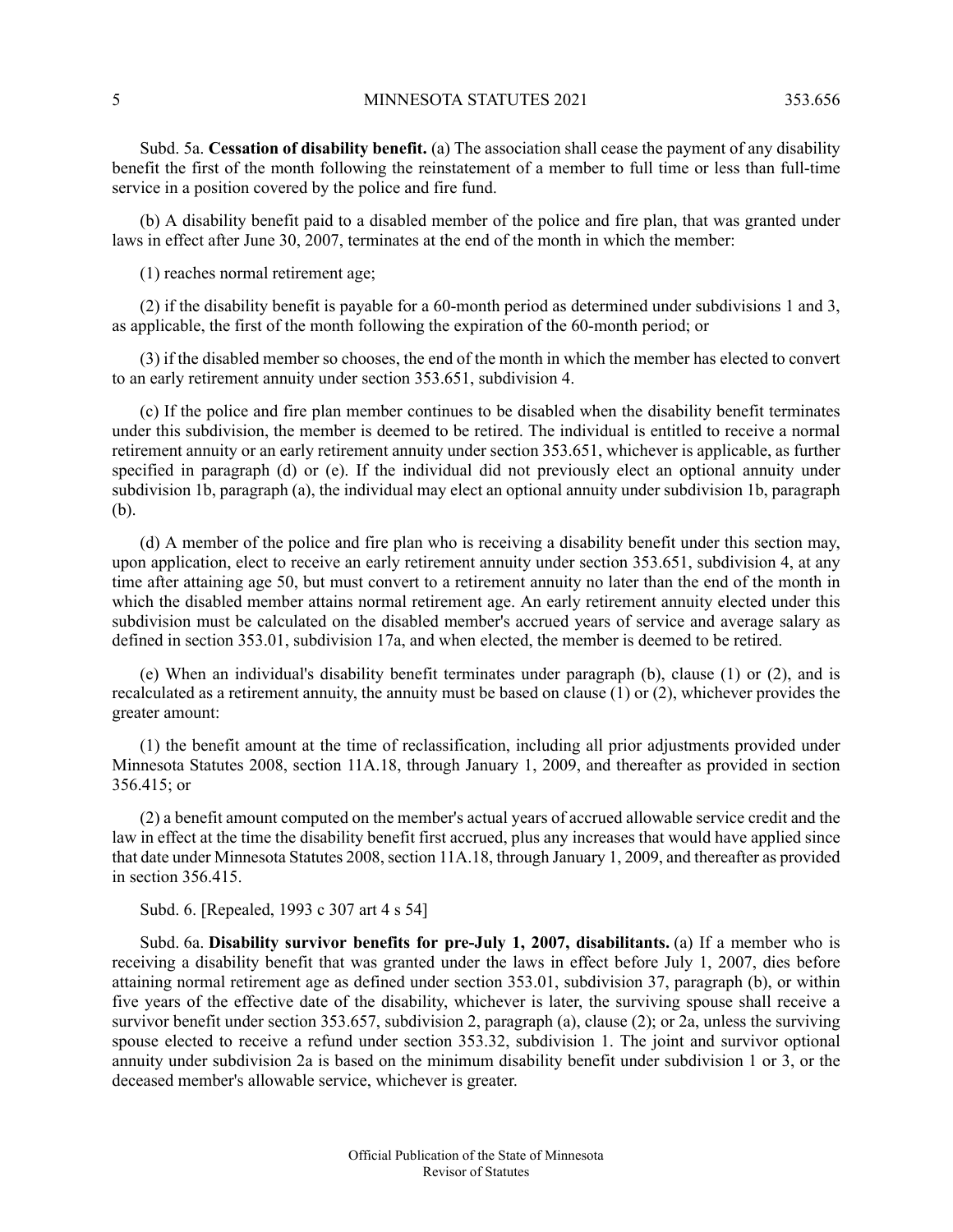Subd. 5a. **Cessation of disability benefit.** (a) The association shall cease the payment of any disability benefit the first of the month following the reinstatement of a member to full time or less than full-time service in a position covered by the police and fire fund.

(b) A disability benefit paid to a disabled member of the police and fire plan, that was granted under laws in effect after June 30, 2007, terminates at the end of the month in which the member:

(1) reaches normal retirement age;

(2) if the disability benefit is payable for a 60-month period as determined under subdivisions 1 and 3, as applicable, the first of the month following the expiration of the 60-month period; or

(3) if the disabled member so chooses, the end of the month in which the member has elected to convert to an early retirement annuity under section 353.651, subdivision 4.

(c) If the police and fire plan member continues to be disabled when the disability benefit terminates under this subdivision, the member is deemed to be retired. The individual is entitled to receive a normal retirement annuity or an early retirement annuity under section 353.651, whichever is applicable, as further specified in paragraph (d) or (e). If the individual did not previously elect an optional annuity under subdivision 1b, paragraph (a), the individual may elect an optional annuity under subdivision 1b, paragraph (b).

(d) A member of the police and fire plan who is receiving a disability benefit under this section may, upon application, elect to receive an early retirement annuity under section 353.651, subdivision 4, at any time after attaining age 50, but must convert to a retirement annuity no later than the end of the month in which the disabled member attains normal retirement age. An early retirement annuity elected under this subdivision must be calculated on the disabled member's accrued years of service and average salary as defined in section 353.01, subdivision 17a, and when elected, the member is deemed to be retired.

(e) When an individual's disability benefit terminates under paragraph (b), clause (1) or (2), and is recalculated as a retirement annuity, the annuity must be based on clause (1) or (2), whichever provides the greater amount:

(1) the benefit amount at the time of reclassification, including all prior adjustments provided under Minnesota Statutes 2008, section 11A.18, through January 1, 2009, and thereafter as provided in section 356.415; or

(2) a benefit amount computed on the member's actual years of accrued allowable service credit and the law in effect at the time the disability benefit first accrued, plus any increases that would have applied since that date under Minnesota Statutes 2008, section 11A.18, through January 1, 2009, and thereafter as provided in section 356.415.

Subd. 6. [Repealed, 1993 c 307 art 4 s 54]

Subd. 6a. **Disability survivor benefits for pre-July 1, 2007, disabilitants.** (a) If a member who is receiving a disability benefit that was granted under the laws in effect before July 1, 2007, dies before attaining normal retirement age as defined under section 353.01, subdivision 37, paragraph (b), or within five years of the effective date of the disability, whichever is later, the surviving spouse shall receive a survivor benefit under section 353.657, subdivision 2, paragraph (a), clause (2); or 2a, unless the surviving spouse elected to receive a refund under section 353.32, subdivision 1. The joint and survivor optional annuity under subdivision 2a is based on the minimum disability benefit under subdivision 1 or 3, or the deceased member's allowable service, whichever is greater.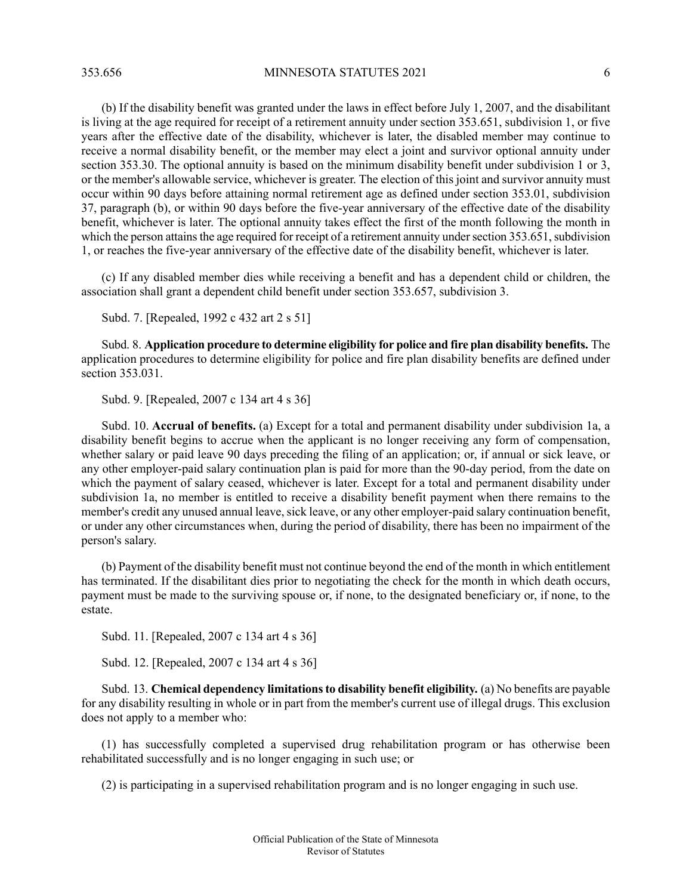(b) If the disability benefit was granted under the laws in effect before July 1, 2007, and the disabilitant is living at the age required for receipt of a retirement annuity under section 353.651, subdivision 1, or five years after the effective date of the disability, whichever is later, the disabled member may continue to receive a normal disability benefit, or the member may elect a joint and survivor optional annuity under section 353.30. The optional annuity is based on the minimum disability benefit under subdivision 1 or 3, or the member's allowable service, whichever is greater. The election of this joint and survivor annuity must occur within 90 days before attaining normal retirement age as defined under section 353.01, subdivision 37, paragraph (b), or within 90 days before the five-year anniversary of the effective date of the disability benefit, whichever is later. The optional annuity takes effect the first of the month following the month in which the person attains the age required for receipt of a retirement annuity under section 353.651, subdivision 1, or reaches the five-year anniversary of the effective date of the disability benefit, whichever is later.

(c) If any disabled member dies while receiving a benefit and has a dependent child or children, the association shall grant a dependent child benefit under section 353.657, subdivision 3.

Subd. 7. [Repealed, 1992 c 432 art 2 s 51]

Subd. 8. **Application procedure to determine eligibility for police and fire plan disability benefits.** The application procedures to determine eligibility for police and fire plan disability benefits are defined under section 353.031.

Subd. 9. [Repealed, 2007 c 134 art 4 s 36]

Subd. 10. **Accrual of benefits.** (a) Except for a total and permanent disability under subdivision 1a, a disability benefit begins to accrue when the applicant is no longer receiving any form of compensation, whether salary or paid leave 90 days preceding the filing of an application; or, if annual or sick leave, or any other employer-paid salary continuation plan is paid for more than the 90-day period, from the date on which the payment of salary ceased, whichever is later. Except for a total and permanent disability under subdivision 1a, no member is entitled to receive a disability benefit payment when there remains to the member's credit any unused annual leave, sick leave, or any other employer-paid salary continuation benefit, or under any other circumstances when, during the period of disability, there has been no impairment of the person's salary.

(b) Payment of the disability benefit must not continue beyond the end of the month in which entitlement has terminated. If the disabilitant dies prior to negotiating the check for the month in which death occurs, payment must be made to the surviving spouse or, if none, to the designated beneficiary or, if none, to the estate.

Subd. 11. [Repealed, 2007 c 134 art 4 s 36]

Subd. 12. [Repealed, 2007 c 134 art 4 s 36]

Subd. 13. **Chemical dependency limitations to disability benefit eligibility.** (a) No benefits are payable for any disability resulting in whole or in part from the member's current use of illegal drugs. This exclusion does not apply to a member who:

(1) has successfully completed a supervised drug rehabilitation program or has otherwise been rehabilitated successfully and is no longer engaging in such use; or

(2) is participating in a supervised rehabilitation program and is no longer engaging in such use.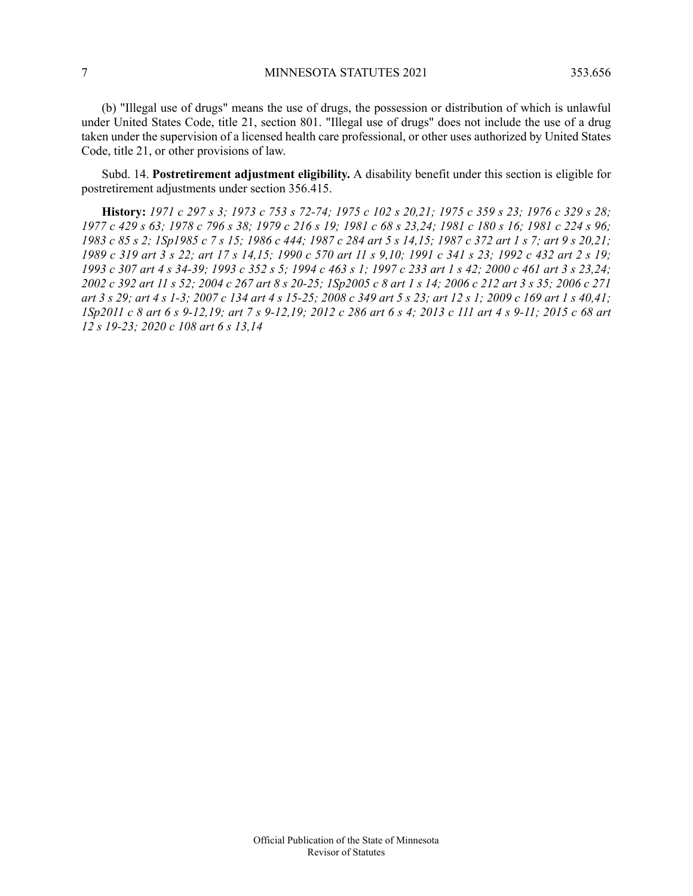(b) "Illegal use of drugs" means the use of drugs, the possession or distribution of which is unlawful under United States Code, title 21, section 801. "Illegal use of drugs" does not include the use of a drug taken under the supervision of a licensed health care professional, or other uses authorized by United States Code, title 21, or other provisions of law.

Subd. 14. **Postretirement adjustment eligibility.** A disability benefit under this section is eligible for postretirement adjustments under section 356.415.

**History:** *1971 c 297 s 3; 1973 c 753 s 72-74; 1975 c 102 s 20,21; 1975 c 359 s 23; 1976 c 329 s 28; 1977 c 429 s 63; 1978 c 796 s 38; 1979 c 216 s 19; 1981 c 68 s 23,24; 1981 c 180 s 16; 1981 c 224 s 96; 1983 c 85 s 2; 1Sp1985 c 7 s 15; 1986 c 444; 1987 c 284 art 5 s 14,15; 1987 c 372 art 1 s 7; art 9 s 20,21; 1989 c 319 art 3 s 22; art 17 s 14,15; 1990 c 570 art 11 s 9,10; 1991 c 341 s 23; 1992 c 432 art 2 s 19; 1993 c 307 art 4 s 34-39; 1993 c 352 s 5; 1994 c 463 s 1; 1997 c 233 art 1 s 42; 2000 c 461 art 3 s 23,24; 2002 c 392 art 11 s 52; 2004 c 267 art 8 s 20-25; 1Sp2005 c 8 art 1 s 14; 2006 c 212 art 3 s 35; 2006 c 271 art 3 s 29; art 4 s 1-3; 2007 c 134 art 4 s 15-25; 2008 c 349 art 5 s 23; art 12 s 1; 2009 c 169 art 1 s 40,41; 1Sp2011 c 8 art 6 s 9-12,19; art 7 s 9-12,19; 2012 c 286 art 6 s 4; 2013 c 111 art 4 s 9-11; 2015 c 68 art 12 s 19-23; 2020 c 108 art 6 s 13,14*